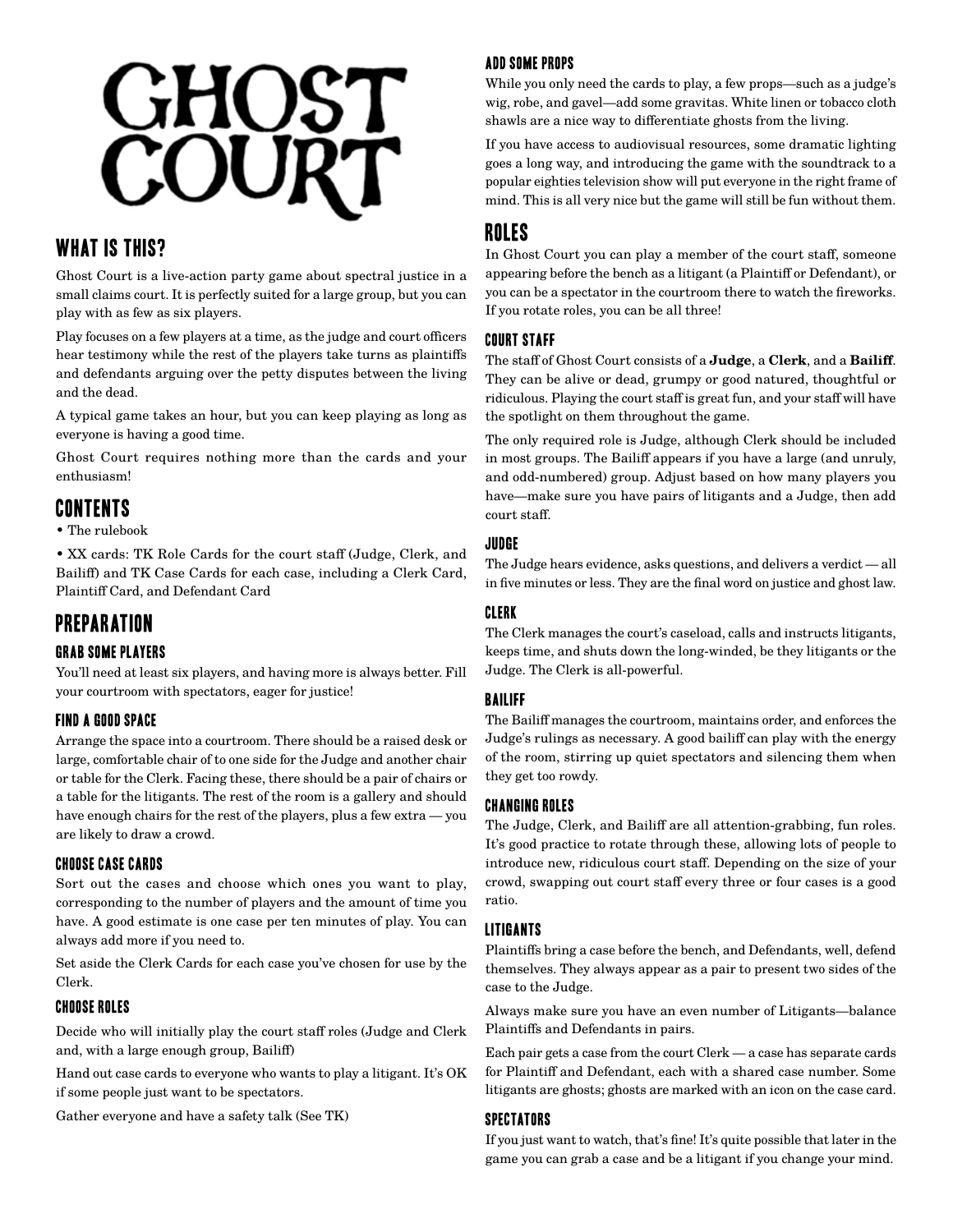# GHOST COURT

## WHAT IS THIS?

Ghost Court is a live-action party game about spectral justice in a small claims court. It is perfectly suited for a large group, but you can play with as few as six players.

Play focuses on a few players at a time, as the judge and court officers hear testimony while the rest of the players take turns as plaintiffs and defendants arguing over the petty disputes between the living and the dead.

A typical game takes an hour, but you can keep playing as long as everyone is having a good time.

Ghost Court requires nothing more than the cards and your enthusiasm!

## CONTENTS

- The rulebook
- XX cards: TK Role Cards for the court staff (Judge, Clerk, and Bailiff) and TK Case Cards for each case, including a Clerk Card, Plaintiff Card, and Defendant Card

## PREPARATION

### GRAB SOME PLAYERS

You'll need at least six players, and having more is always better. Fill your courtroom with spectators, eager for justice!

### FIND A GOOD SPACE

Arrange the space into a courtroom. There should be a raised desk or large, comfortable chair of to one side for the Judge and another chair or table for the Clerk. Facing these, there should be a pair of chairs or a table for the litigants. The rest of the room is a gallery and should have enough chairs for the rest of the players, plus a few extra — you are likely to draw a crowd.

### CHOOSE CASE CARDS

Sort out the cases and choose which ones you want to play, corresponding to the number of players and the amount of time you have. A good estimate is one case per ten minutes of play. You can always add more if you need to.

Set aside the Clerk Cards for each case you've chosen for use by the Clerk.

### CHOOSE ROLES

Decide who will initially play the court staff roles (Judge and Clerk and, with a large enough group, Bailiff)

Hand out case cards to everyone who wants to play a litigant. It's OK if some people just want to be spectators.

Gather everyone and have a safety talk (See TK)

### ADD SOME PROPS

While you only need the cards to play, a few props—such as a judge's wig, robe, and gavel—add some gravitas. White linen or tobacco cloth shawls are a nice way to differentiate ghosts from the living.

If you have access to audiovisual resources, some dramatic lighting goes a long way, and introducing the game with the soundtrack to a popular eighties television show will put everyone in the right frame of mind. This is all very nice but the game will still be fun without them.

## ROLES

In Ghost Court you can play a member of the court staff, someone appearing before the bench as a litigant (a Plaintiff or Defendant), or you can be a spectator in the courtroom there to watch the fireworks. If you rotate roles, you can be all three!

### COURT STAFF

The staff of Ghost Court consists of a **Judge**, a **Clerk**, and a **Bailiff**. They can be alive or dead, grumpy or good natured, thoughtful or ridiculous. Playing the court staff is great fun, and your staff will have the spotlight on them throughout the game.

The only required role is Judge, although Clerk should be included in most groups. The Bailiff appears if you have a large (and unruly, and odd-numbered) group. Adjust based on how many players you have—make sure you have pairs of litigants and a Judge, then add court staff.

### JUDGE

The Judge hears evidence, asks questions, and delivers a verdict — all in five minutes or less. They are the final word on justice and ghost law.

### CLERK

The Clerk manages the court's caseload, calls and instructs litigants, keeps time, and shuts down the long-winded, be they litigants or the Judge. The Clerk is all-powerful.

### BAILIFF

The Bailiff manages the courtroom, maintains order, and enforces the Judge's rulings as necessary. A good bailiff can play with the energy of the room, stirring up quiet spectators and silencing them when they get too rowdy.

### CHANGING ROLES

The Judge, Clerk, and Bailiff are all attention-grabbing, fun roles. It's good practice to rotate through these, allowing lots of people to introduce new, ridiculous court staff. Depending on the size of your crowd, swapping out court staff every three or four cases is a good ratio.

### LITIGANTS

Plaintiffs bring a case before the bench, and Defendants, well, defend themselves. They always appear as a pair to present two sides of the case to the Judge.

Always make sure you have an even number of Litigants—balance Plaintiffs and Defendants in pairs.

Each pair gets a case from the court Clerk — a case has separate cards for Plaintiff and Defendant, each with a shared case number. Some litigants are ghosts; ghosts are marked with an icon on the case card.

### SPECTATORS

If you just want to watch, that's fine! It's quite possible that later in the game you can grab a case and be a litigant if you change your mind.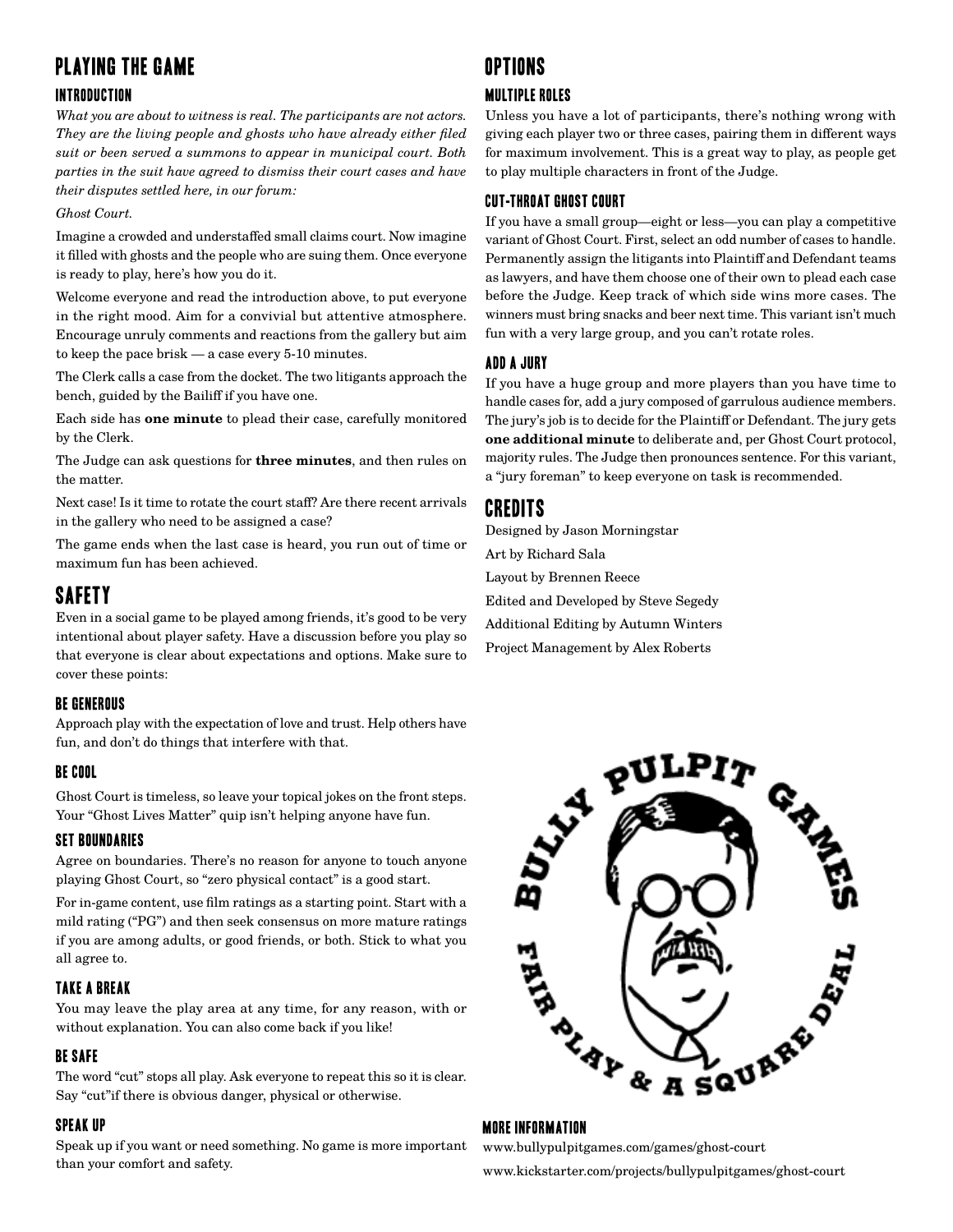# PLAYING THE GAME

## INTRODUCTION

*What you are about to witness is real. The participants are not actors. They are the living people and ghosts who have already either filed suit or been served a summons to appear in municipal court. Both parties in the suit have agreed to dismiss their court cases and have their disputes settled here, in our forum:*

*Ghost Court.*

Imagine a crowded and understaffed small claims court. Now imagine it filled with ghosts and the people who are suing them. Once everyone is ready to play, here's how you do it.

Welcome everyone and read the introduction above, to put everyone in the right mood. Aim for a convivial but attentive atmosphere. Encourage unruly comments and reactions from the gallery but aim to keep the pace brisk — a case every 5-10 minutes.

The Clerk calls a case from the docket. The two litigants approach the bench, guided by the Bailiff if you have one.

Each side has **one minute** to plead their case, carefully monitored by the Clerk.

The Judge can ask questions for **three minutes**, and then rules on the matter.

Next case! Is it time to rotate the court staff? Are there recent arrivals in the gallery who need to be assigned a case?

The game ends when the last case is heard, you run out of time or maximum fun has been achieved.

# SAFETY

Even in a social game to be played among friends, it's good to be very intentional about player safety. Have a discussion before you play so that everyone is clear about expectations and options. Make sure to cover these points:

## BE GENEROUS

Approach play with the expectation of love and trust. Help others have fun, and don't do things that interfere with that.

## BE COOL

Ghost Court is timeless, so leave your topical jokes on the front steps. Your "Ghost Lives Matter" quip isn't helping anyone have fun.

## SET BOUNDARIES

Agree on boundaries. There's no reason for anyone to touch anyone playing Ghost Court, so "zero physical contact" is a good start.

For in-game content, use film ratings as a starting point. Start with a mild rating ("PG") and then seek consensus on more mature ratings if you are among adults, or good friends, or both. Stick to what you all agree to.

## TAKE A BREAK

You may leave the play area at any time, for any reason, with or without explanation. You can also come back if you like!

## BE SAFE

The word "cut" stops all play. Ask everyone to repeat this so it is clear. Say "cut"if there is obvious danger, physical or otherwise.

## SPEAK UP

Speak up if you want or need something. No game is more important than your comfort and safety.

# OPTIONS

## MULTIPLE ROLES

Unless you have a lot of participants, there's nothing wrong with giving each player two or three cases, pairing them in different ways for maximum involvement. This is a great way to play, as people get to play multiple characters in front of the Judge.

## CUT-THROAT GHOST COURT

If you have a small group—eight or less—you can play a competitive variant of Ghost Court. First, select an odd number of cases to handle. Permanently assign the litigants into Plaintiff and Defendant teams as lawyers, and have them choose one of their own to plead each case before the Judge. Keep track of which side wins more cases. The winners must bring snacks and beer next time. This variant isn't much fun with a very large group, and you can't rotate roles.

## ADD A JURY

If you have a huge group and more players than you have time to handle cases for, add a jury composed of garrulous audience members. The jury's job is to decide for the Plaintiff or Defendant. The jury gets **one additional minute** to deliberate and, per Ghost Court protocol, majority rules. The Judge then pronounces sentence. For this variant, a "jury foreman" to keep everyone on task is recommended.

# CREDITS

Designed by Jason Morningstar

Art by Richard Sala

Layout by Brennen Reece

Edited and Developed by Steve Segedy

Additional Editing by Autumn Winters

Project Management by Alex Roberts

BULLY PULPIT GAMES

FAIR PLAY & A SQUARE DEAL

## MORE INFORMATION

www.bullypulpitgames.com/games/ghost-court

www.kickstarter.com/projects/bullypulpitgames/ghost-court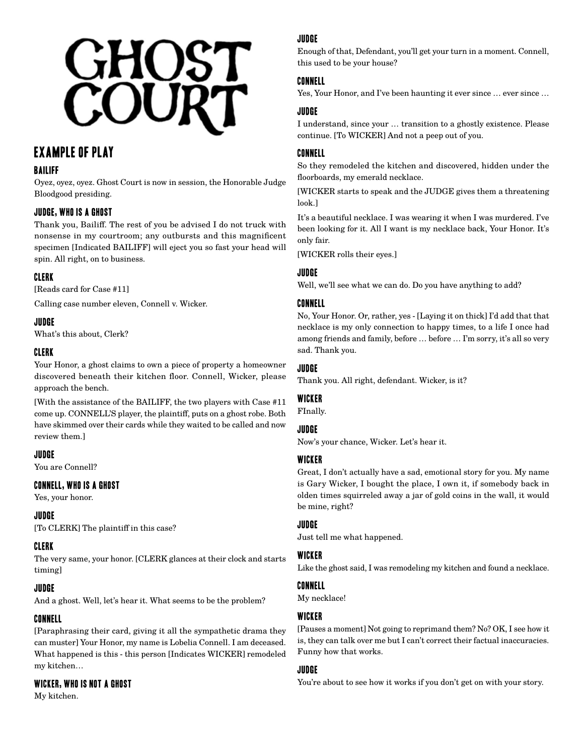# GHOST COURT

## EXAMPLE OF PLAY

### BAILIFF

Oyez, oyez, oyez. Ghost Court is now in session, the Honorable Judge Bloodgood presiding.

### JUDGE, WHO IS A GHOST

Thank you, Bailiff. The rest of you be advised I do not truck with nonsense in my courtroom; any outbursts and this magnificent specimen [Indicated BAILIFF] will eject you so fast your head will spin. All right, on to business.

### CLERK

[Reads card for Case #11]

Calling case number eleven, Connell v. Wicker.

### JUDGE

What's this about, Clerk?

### CLERK

Your Honor, a ghost claims to own a piece of property a homeowner discovered beneath their kitchen floor. Connell, Wicker, please approach the bench.

[With the assistance of the BAILIFF, the two players with Case #11 come up. CONNELL'S player, the plaintiff, puts on a ghost robe. Both have skimmed over their cards while they waited to be called and now review them.]

### JUDGE

You are Connell?

### CONNELL, WHO IS A GHOST

Yes, your honor.

### JUDGE

[To CLERK] The plaintiff in this case?

### CLERK

The very same, your honor. [CLERK glances at their clock and starts timing]

### JUDGE

And a ghost. Well, let's hear it. What seems to be the problem?

### CONNELL

[Paraphrasing their card, giving it all the sympathetic drama they can muster] Your Honor, my name is Lobelia Connell. I am deceased. What happened is this - this person [Indicates WICKER] remodeled my kitchen…

### WICKER, WHO IS NOT A GHOST

My kitchen.

### JUDGE

Enough of that, Defendant, you'll get your turn in a moment. Connell, this used to be your house?

### CONNELL

Yes, Your Honor, and I've been haunting it ever since … ever since …

### JUDGE

I understand, since your … transition to a ghostly existence. Please continue. [To WICKER] And not a peep out of you.

### CONNELL

So they remodeled the kitchen and discovered, hidden under the floorboards, my emerald necklace.

[WICKER starts to speak and the JUDGE gives them a threatening look.]

It's a beautiful necklace. I was wearing it when I was murdered. I've been looking for it. All I want is my necklace back, Your Honor. It's only fair.

[WICKER rolls their eyes.]

### JUDGE

Well, we'll see what we can do. Do you have anything to add?

### CONNELL

No, Your Honor. Or, rather, yes - [Laying it on thick] I'd add that that necklace is my only connection to happy times, to a life I once had among friends and family, before … before … I'm sorry, it's all so very sad. Thank you.

### JUDGE

Thank you. All right, defendant. Wicker, is it?

### WICKER

FInally.

### JUDGE

Now's your chance, Wicker. Let's hear it.

### WICKER

Great, I don't actually have a sad, emotional story for you. My name is Gary Wicker, I bought the place, I own it, if somebody back in olden times squirreled away a jar of gold coins in the wall, it would be mine, right?

### JUDGE

Just tell me what happened.

### WICKER

Like the ghost said, I was remodeling my kitchen and found a necklace.

### CONNELL

My necklace!

### WICKER

[Pauses a moment] Not going to reprimand them? No? OK, I see how it is, they can talk over me but I can't correct their factual inaccuracies. Funny how that works.

### JUDGE

You're about to see how it works if you don't get on with your story.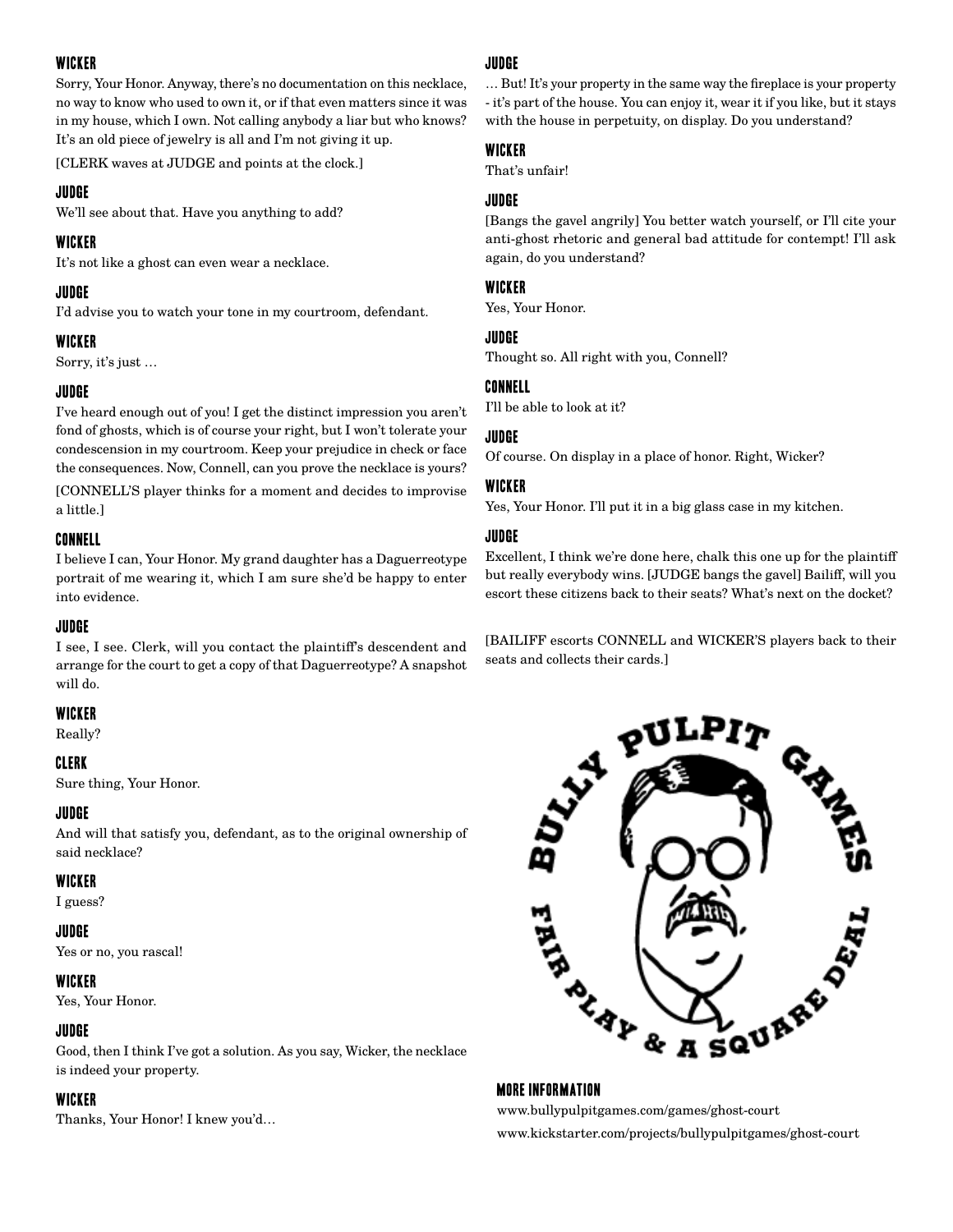#### WICKER

Sorry, Your Honor. Anyway, there's no documentation on this necklace, no way to know who used to own it, or if that even matters since it was in my house, which I own. Not calling anybody a liar but who knows? It's an old piece of jewelry is all and I'm not giving it up.

[CLERK waves at JUDGE and points at the clock.]

#### JUDGE

We'll see about that. Have you anything to add?

#### WICKER

It's not like a ghost can even wear a necklace.

#### JUDGE

I'd advise you to watch your tone in my courtroom, defendant.

#### WICKER

Sorry, it's just …

#### JUDGE

I've heard enough out of you! I get the distinct impression you aren't fond of ghosts, which is of course your right, but I won't tolerate your condescension in my courtroom. Keep your prejudice in check or face the consequences. Now, Connell, can you prove the necklace is yours?

[CONNELL'S player thinks for a moment and decides to improvise a little.]

#### CONNELL

I believe I can, Your Honor. My grand daughter has a Daguerreotype portrait of me wearing it, which I am sure she'd be happy to enter into evidence.

#### JUDGE

I see, I see. Clerk, will you contact the plaintiff's descendent and arrange for the court to get a copy of that Daguerreotype? A snapshot will do.

#### WICKER

Really?

#### CLERK

Sure thing, Your Honor.

#### JUDGE

And will that satisfy you, defendant, as to the original ownership of said necklace?

#### WICKER

I guess?

#### JUDGE

Yes or no, you rascal!

#### WICKER

Yes, Your Honor.

#### JUDGE

Good, then I think I've got a solution. As you say, Wicker, the necklace is indeed your property.

#### WICKER

Thanks, Your Honor! I knew you'd…

#### JUDGE

… But! It's your property in the same way the fireplace is your property - it's part of the house. You can enjoy it, wear it if you like, but it stays with the house in perpetuity, on display. Do you understand?

#### WICKER

That's unfair!

#### JUDGE

[Bangs the gavel angrily] You better watch yourself, or I'll cite your anti-ghost rhetoric and general bad attitude for contempt! I'll ask again, do you understand?

#### WICKER

Yes, Your Honor.

#### JUDGE

Thought so. All right with you, Connell?

#### CONNELL

I'll be able to look at it?

#### JUDGE

Of course. On display in a place of honor. Right, Wicker?

#### WICKER

Yes, Your Honor. I'll put it in a big glass case in my kitchen.

#### JUDGE

Excellent, I think we're done here, chalk this one up for the plaintiff but really everybody wins. [JUDGE bangs the gavel] Bailiff, will you escort these citizens back to their seats? What's next on the docket?

[BAILIFF escorts CONNELL and WICKER'S players back to their seats and collects their cards.]

BULLY PULPIT GAMES

FAIR PLAY & A SQUARE DEAL

#### MORE INFORMATION

www.bullypulpitgames.com/games/ghost-court

www.kickstarter.com/projects/bullypulpitgames/ghost-court